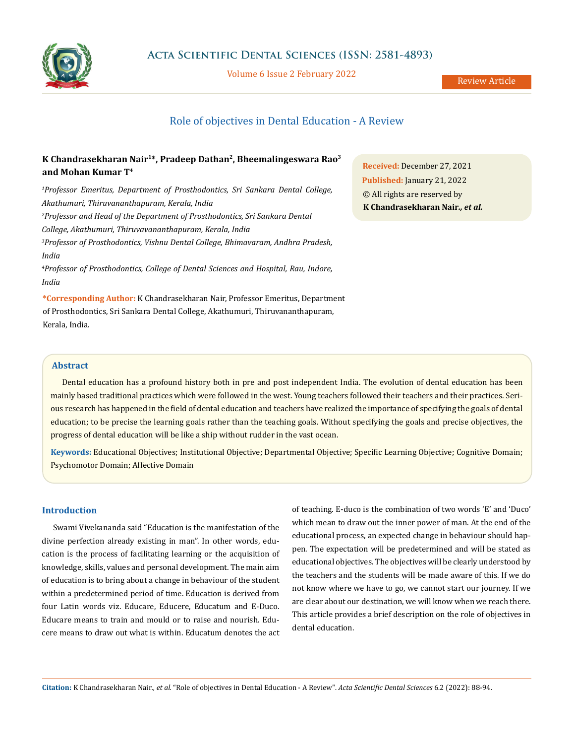Review Article

# Role of objectives in Dental Education - A Review

**K Chandrasekharan Nair[1]*, Pradeep Dathan[2], Bheemalingeswara Rao[3] and Mohan Kumar T[4]**

*[1]Professor Emeritus, Department of Prosthodontics, Sri Sankara Dental College, Akathumuri, Thiruvananthapuram, Kerala, India*

*[2]Professor and Head of the Department of Prosthodontics, Sri Sankara Dental College, Akathumuri, Thiruvavananthapuram, Kerala, India*

*[3]Professor of Prosthodontics, Vishnu Dental College, Bhimavaram, Andhra Pradesh, India*

*[4]Professor of Prosthodontics, College of Dental Sciences and Hospital, Rau, Indore, India*

**\*Corresponding Author:** K Chandrasekharan Nair, Professor Emeritus, Department of Prosthodontics, Sri Sankara Dental College, Akathumuri, Thiruvananthapuram, Kerala, India.

**Received:** December 27, 2021
**Published:** January 21, 2022
© All rights are reserved by **K Chandrasekharan Nair*., et al.***

## Abstract

Dental education has a profound history both in pre and post independent India. The evolution of dental education has been mainly based traditional practices which were followed in the west. Young teachers followed their teachers and their practices. Serious research has happened in the field of dental education and teachers have realized the importance of specifying the goals of dental education; to be precise the learning goals rather than the teaching goals. Without specifying the goals and precise objectives, the progress of dental education will be like a ship without rudder in the vast ocean.

**Keywords:** Educational Objectives; Institutional Objective; Departmental Objective; Specific Learning Objective; Cognitive Domain; Psychomotor Domain; Affective Domain

## Introduction

Swami Vivekananda said "Education is the manifestation of the divine perfection already existing in man". In other words, education is the process of facilitating learning or the acquisition of knowledge, skills, values and personal development. The main aim of education is to bring about a change in behaviour of the student within a predetermined period of time. Education is derived from four Latin words viz. Educare, Educere, Educatum and E-Duco. Educare means to train and mould or to raise and nourish. Educere means to draw out what is within. Educatum denotes the act of teaching. E-duco is the combination of two words 'E' and 'Duco' which mean to draw out the inner power of man. At the end of the educational process, an expected change in behaviour should happen. The expectation will be predetermined and will be stated as educational objectives. The objectives will be clearly understood by the teachers and the students will be made aware of this. If we do not know where we have to go, we cannot start our journey. If we are clear about our destination, we will know when we reach there. This article provides a brief description on the role of objectives in dental education.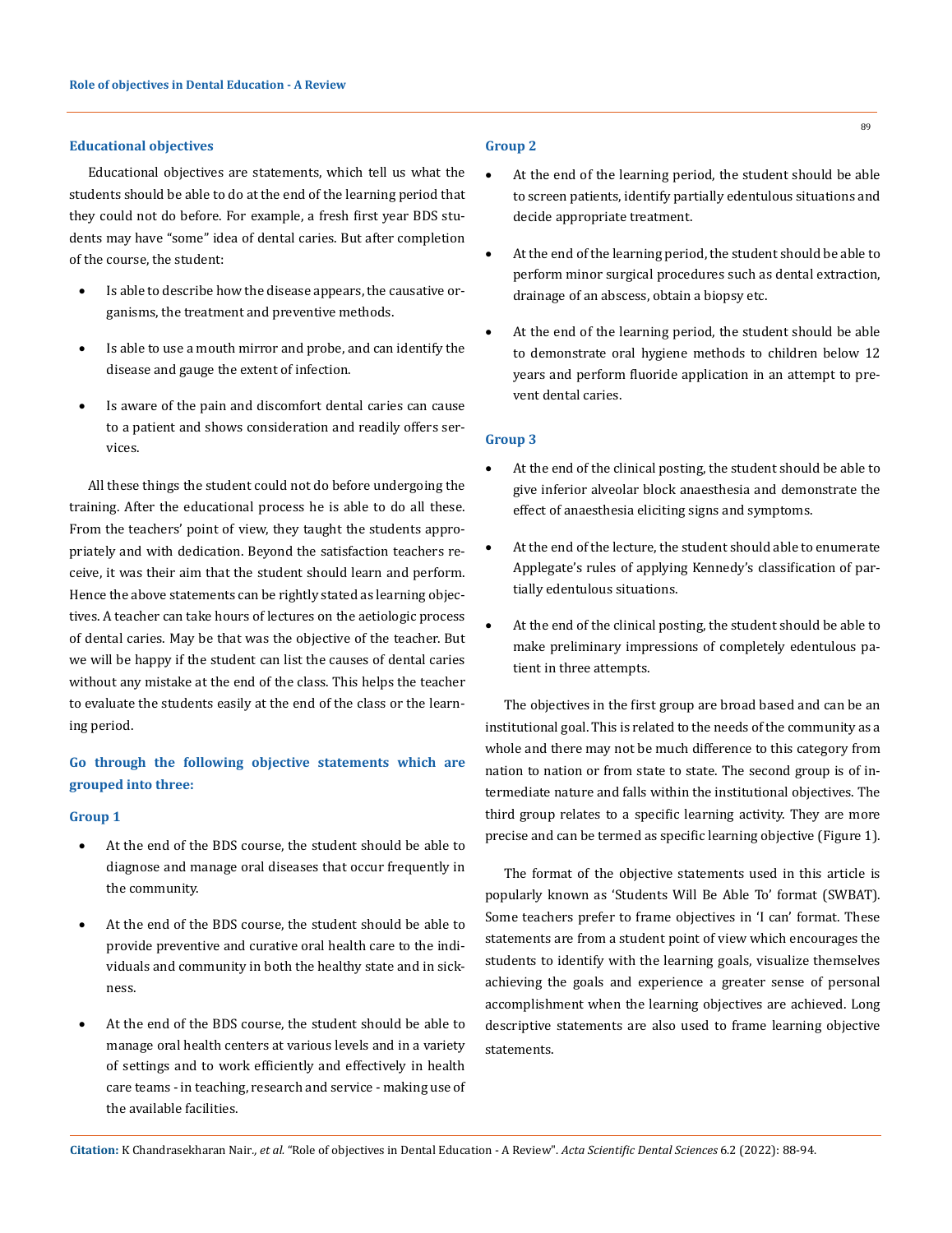### Educational objectives

Educational objectives are statements, which tell us what the students should be able to do at the end of the learning period that they could not do before. For example, a fresh first year BDS students may have "some" idea of dental caries. But after completion of the course, the student:

- Is able to describe how the disease appears, the causative organisms, the treatment and preventive methods.
- Is able to use a mouth mirror and probe, and can identify the disease and gauge the extent of infection.
- Is aware of the pain and discomfort dental caries can cause to a patient and shows consideration and readily offers services.

All these things the student could not do before undergoing the training. After the educational process he is able to do all these. From the teachers' point of view, they taught the students appropriately and with dedication. Beyond the satisfaction teachers receive, it was their aim that the student should learn and perform. Hence the above statements can be rightly stated as learning objectives. A teacher can take hours of lectures on the aetiologic process of dental caries. May be that was the objective of the teacher. But we will be happy if the student can list the causes of dental caries without any mistake at the end of the class. This helps the teacher to evaluate the students easily at the end of the class or the learning period.

### Go through the following objective statements which are grouped into three:

#### Group 1

- At the end of the BDS course, the student should be able to diagnose and manage oral diseases that occur frequently in the community.
- At the end of the BDS course, the student should be able to provide preventive and curative oral health care to the individuals and community in both the healthy state and in sickness.
- At the end of the BDS course, the student should be able to manage oral health centers at various levels and in a variety of settings and to work efficiently and effectively in health care teams - in teaching, research and service - making use of the available facilities.

#### Group 2

- At the end of the learning period, the student should be able to screen patients, identify partially edentulous situations and decide appropriate treatment.
- At the end of the learning period, the student should be able to perform minor surgical procedures such as dental extraction, drainage of an abscess, obtain a biopsy etc.
- At the end of the learning period, the student should be able to demonstrate oral hygiene methods to children below 12 years and perform fluoride application in an attempt to prevent dental caries.

#### Group 3

- At the end of the clinical posting, the student should be able to give inferior alveolar block anaesthesia and demonstrate the effect of anaesthesia eliciting signs and symptoms.
- At the end of the lecture, the student should able to enumerate Applegate's rules of applying Kennedy's classification of partially edentulous situations.
- At the end of the clinical posting, the student should be able to make preliminary impressions of completely edentulous patient in three attempts.

The objectives in the first group are broad based and can be an institutional goal. This is related to the needs of the community as a whole and there may not be much difference to this category from nation to nation or from state to state. The second group is of intermediate nature and falls within the institutional objectives. The third group relates to a specific learning activity. They are more precise and can be termed as specific learning objective (Figure 1).

The format of the objective statements used in this article is popularly known as 'Students Will Be Able To' format (SWBAT). Some teachers prefer to frame objectives in 'I can' format. These statements are from a student point of view which encourages the students to identify with the learning goals, visualize themselves achieving the goals and experience a greater sense of personal accomplishment when the learning objectives are achieved. Long descriptive statements are also used to frame learning objective statements.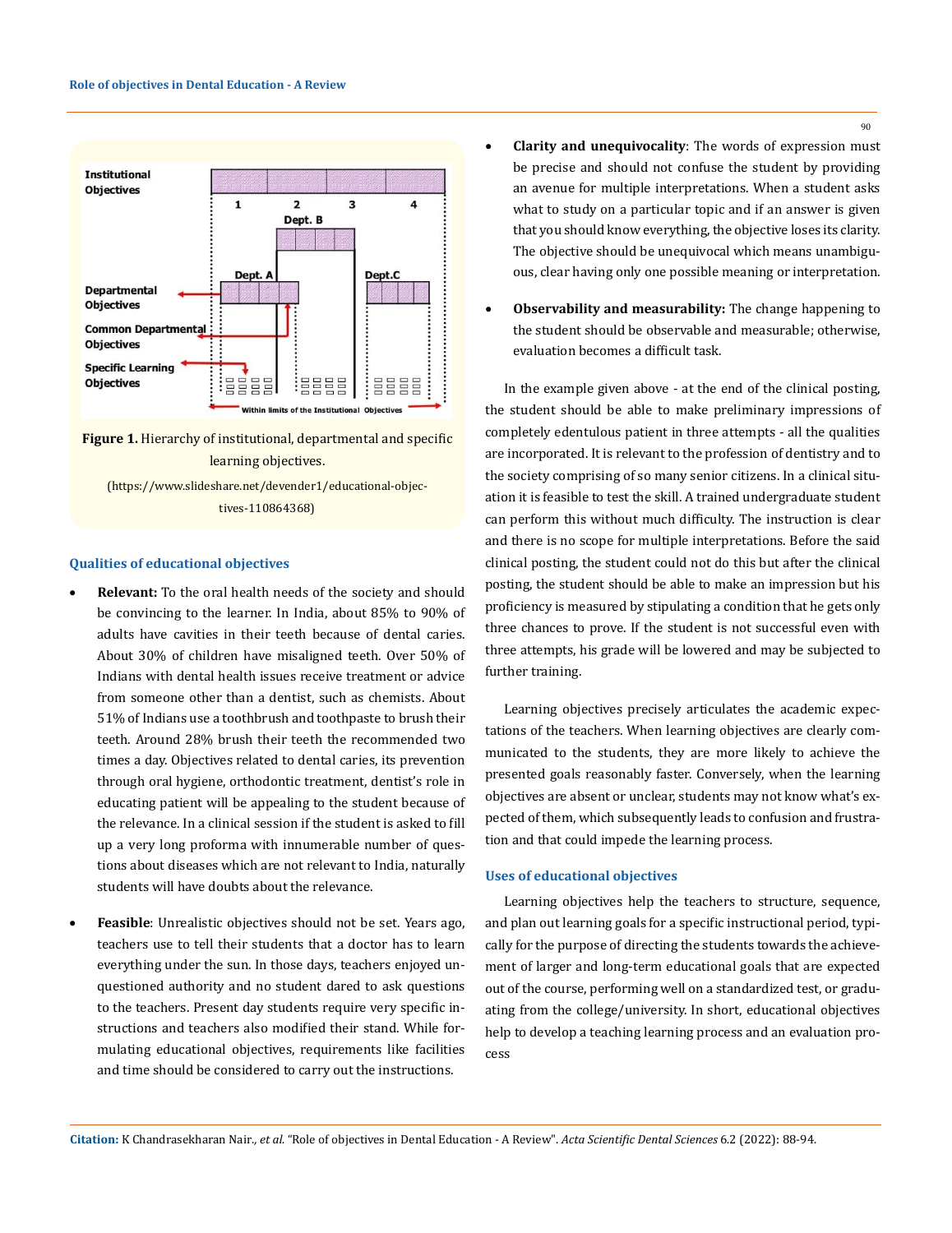Figure 1. Hierarchy of institutional, departmental and specific learning objectives.

(https://www.slideshare.net/devender1/educational-objectives-110864368)

### Qualities of educational objectives

- **Relevant:** To the oral health needs of the society and should be convincing to the learner. In India, about 85% to 90% of adults have cavities in their teeth because of dental caries. About 30% of children have misaligned teeth. Over 50% of Indians with dental health issues receive treatment or advice from someone other than a dentist, such as chemists. About 51% of Indians use a toothbrush and toothpaste to brush their teeth. Around 28% brush their teeth the recommended two times a day. Objectives related to dental caries, its prevention through oral hygiene, orthodontic treatment, dentist's role in educating patient will be appealing to the student because of the relevance. In a clinical session if the student is asked to fill up a very long proforma with innumerable number of questions about diseases which are not relevant to India, naturally students will have doubts about the relevance.
- **Feasible**: Unrealistic objectives should not be set. Years ago, teachers use to tell their students that a doctor has to learn everything under the sun. In those days, teachers enjoyed unquestioned authority and no student dared to ask questions to the teachers. Present day students require very specific instructions and teachers also modified their stand. While formulating educational objectives, requirements like facilities and time should be considered to carry out the instructions.
- **Clarity and unequivocality**: The words of expression must be precise and should not confuse the student by providing an avenue for multiple interpretations. When a student asks what to study on a particular topic and if an answer is given that you should know everything, the objective loses its clarity. The objective should be unequivocal which means unambiguous, clear having only one possible meaning or interpretation.
- **Observability and measurability:** The change happening to the student should be observable and measurable; otherwise, evaluation becomes a difficult task.

In the example given above - at the end of the clinical posting, the student should be able to make preliminary impressions of completely edentulous patient in three attempts - all the qualities are incorporated. It is relevant to the profession of dentistry and to the society comprising of so many senior citizens. In a clinical situation it is feasible to test the skill. A trained undergraduate student can perform this without much difficulty. The instruction is clear and there is no scope for multiple interpretations. Before the said clinical posting, the student could not do this but after the clinical posting, the student should be able to make an impression but his proficiency is measured by stipulating a condition that he gets only three chances to prove. If the student is not successful even with three attempts, his grade will be lowered and may be subjected to further training.

Learning objectives precisely articulates the academic expectations of the teachers. When learning objectives are clearly communicated to the students, they are more likely to achieve the presented goals reasonably faster. Conversely, when the learning objectives are absent or unclear, students may not know what's expected of them, which subsequently leads to confusion and frustration and that could impede the learning process.

### Uses of educational objectives

Learning objectives help the teachers to structure, sequence, and plan out learning goals for a specific instructional period, typically for the purpose of directing the students towards the achievement of larger and long-term educational goals that are expected out of the course, performing well on a standardized test, or graduating from the college/university. In short, educational objectives help to develop a teaching learning process and an evaluation process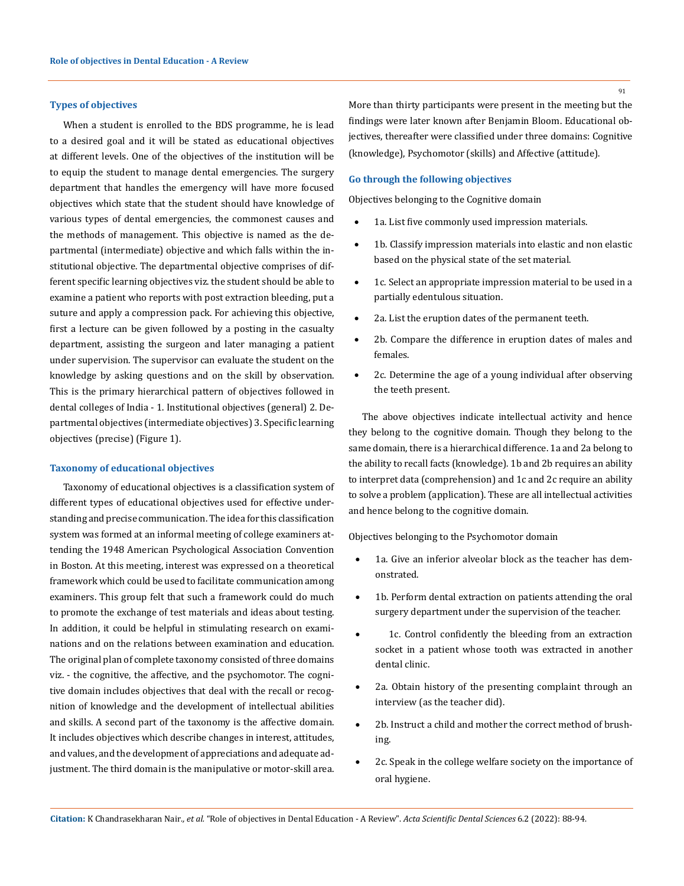### Types of objectives

When a student is enrolled to the BDS programme, he is lead to a desired goal and it will be stated as educational objectives at different levels. One of the objectives of the institution will be to equip the student to manage dental emergencies. The surgery department that handles the emergency will have more focused objectives which state that the student should have knowledge of various types of dental emergencies, the commonest causes and the methods of management. This objective is named as the departmental (intermediate) objective and which falls within the institutional objective. The departmental objective comprises of different specific learning objectives viz. the student should be able to examine a patient who reports with post extraction bleeding, put a suture and apply a compression pack. For achieving this objective, first a lecture can be given followed by a posting in the casualty department, assisting the surgeon and later managing a patient under supervision. The supervisor can evaluate the student on the knowledge by asking questions and on the skill by observation. This is the primary hierarchical pattern of objectives followed in dental colleges of India - 1. Institutional objectives (general) 2. Departmental objectives (intermediate objectives) 3. Specific learning objectives (precise) (Figure 1).

### Taxonomy of educational objectives

Taxonomy of educational objectives is a classification system of different types of educational objectives used for effective understanding and precise communication. The idea for this classification system was formed at an informal meeting of college examiners attending the 1948 American Psychological Association Convention in Boston. At this meeting, interest was expressed on a theoretical framework which could be used to facilitate communication among examiners. This group felt that such a framework could do much to promote the exchange of test materials and ideas about testing. In addition, it could be helpful in stimulating research on examinations and on the relations between examination and education. The original plan of complete taxonomy consisted of three domains viz. - the cognitive, the affective, and the psychomotor. The cognitive domain includes objectives that deal with the recall or recognition of knowledge and the development of intellectual abilities and skills. A second part of the taxonomy is the affective domain. It includes objectives which describe changes in interest, attitudes, and values, and the development of appreciations and adequate adjustment. The third domain is the manipulative or motor-skill area. More than thirty participants were present in the meeting but the findings were later known after Benjamin Bloom. Educational objectives, thereafter were classified under three domains: Cognitive (knowledge), Psychomotor (skills) and Affective (attitude).

### Go through the following objectives

Objectives belonging to the Cognitive domain

- 1a. List five commonly used impression materials.
- 1b. Classify impression materials into elastic and non elastic based on the physical state of the set material.
- 1c. Select an appropriate impression material to be used in a partially edentulous situation.
- 2a. List the eruption dates of the permanent teeth.
- 2b. Compare the difference in eruption dates of males and females.
- 2c. Determine the age of a young individual after observing the teeth present.

The above objectives indicate intellectual activity and hence they belong to the cognitive domain. Though they belong to the same domain, there is a hierarchical difference. 1a and 2a belong to the ability to recall facts (knowledge). 1b and 2b requires an ability to interpret data (comprehension) and 1c and 2c require an ability to solve a problem (application). These are all intellectual activities and hence belong to the cognitive domain.

Objectives belonging to the Psychomotor domain

- 1a. Give an inferior alveolar block as the teacher has demonstrated.
- 1b. Perform dental extraction on patients attending the oral surgery department under the supervision of the teacher.
- 1c. Control confidently the bleeding from an extraction socket in a patient whose tooth was extracted in another dental clinic.
- 2a. Obtain history of the presenting complaint through an interview (as the teacher did).
- 2b. Instruct a child and mother the correct method of brushing.
- 2c. Speak in the college welfare society on the importance of oral hygiene.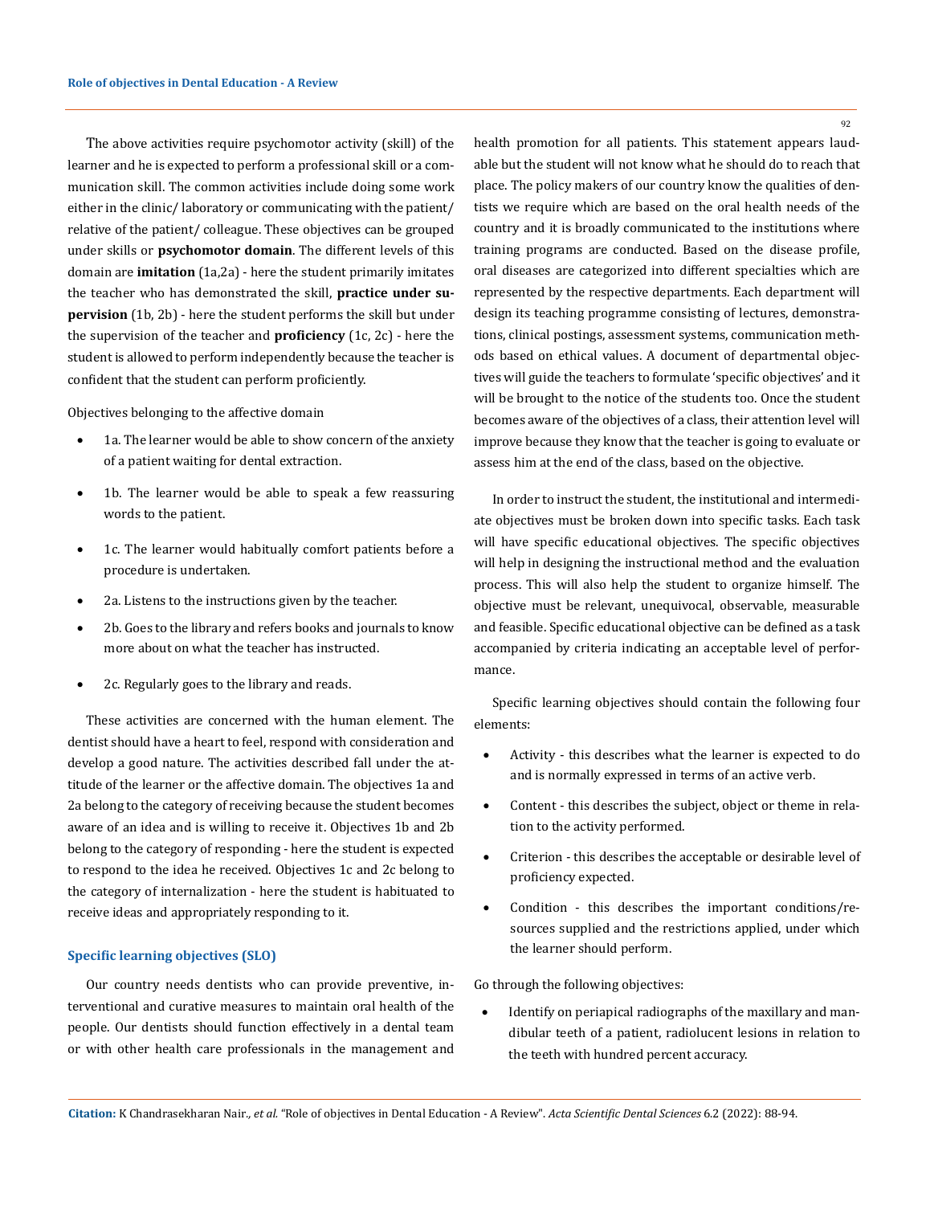The above activities require psychomotor activity (skill) of the learner and he is expected to perform a professional skill or a communication skill. The common activities include doing some work either in the clinic/ laboratory or communicating with the patient/ relative of the patient/ colleague. These objectives can be grouped under skills or **psychomotor domain**. The different levels of this domain are **imitation** (1a,2a) - here the student primarily imitates the teacher who has demonstrated the skill, **practice under supervision** (1b, 2b) - here the student performs the skill but under the supervision of the teacher and **proficiency** (1c, 2c) - here the student is allowed to perform independently because the teacher is confident that the student can perform proficiently.

Objectives belonging to the affective domain

- 1a. The learner would be able to show concern of the anxiety of a patient waiting for dental extraction.
- 1b. The learner would be able to speak a few reassuring words to the patient.
- 1c. The learner would habitually comfort patients before a procedure is undertaken.
- 2a. Listens to the instructions given by the teacher.
- 2b. Goes to the library and refers books and journals to know more about on what the teacher has instructed.
- 2c. Regularly goes to the library and reads.

These activities are concerned with the human element. The dentist should have a heart to feel, respond with consideration and develop a good nature. The activities described fall under the attitude of the learner or the affective domain. The objectives 1a and 2a belong to the category of receiving because the student becomes aware of an idea and is willing to receive it. Objectives 1b and 2b belong to the category of responding - here the student is expected to respond to the idea he received. Objectives 1c and 2c belong to the category of internalization - here the student is habituated to receive ideas and appropriately responding to it.

### Specific learning objectives (SLO)

Our country needs dentists who can provide preventive, interventional and curative measures to maintain oral health of the people. Our dentists should function effectively in a dental team or with other health care professionals in the management and health promotion for all patients. This statement appears laudable but the student will not know what he should do to reach that place. The policy makers of our country know the qualities of dentists we require which are based on the oral health needs of the country and it is broadly communicated to the institutions where training programs are conducted. Based on the disease profile, oral diseases are categorized into different specialties which are represented by the respective departments. Each department will design its teaching programme consisting of lectures, demonstrations, clinical postings, assessment systems, communication methods based on ethical values. A document of departmental objectives will guide the teachers to formulate 'specific objectives' and it will be brought to the notice of the students too. Once the student becomes aware of the objectives of a class, their attention level will improve because they know that the teacher is going to evaluate or assess him at the end of the class, based on the objective.

In order to instruct the student, the institutional and intermediate objectives must be broken down into specific tasks. Each task will have specific educational objectives. The specific objectives will help in designing the instructional method and the evaluation process. This will also help the student to organize himself. The objective must be relevant, unequivocal, observable, measurable and feasible. Specific educational objective can be defined as a task accompanied by criteria indicating an acceptable level of performance.

Specific learning objectives should contain the following four elements:

- Activity - this describes what the learner is expected to do and is normally expressed in terms of an active verb.
- Content - this describes the subject, object or theme in relation to the activity performed.
- Criterion - this describes the acceptable or desirable level of proficiency expected.
- Condition - this describes the important conditions/resources supplied and the restrictions applied, under which the learner should perform.

Go through the following objectives:

- Identify on periapical radiographs of the maxillary and mandibular teeth of a patient, radiolucent lesions in relation to the teeth with hundred percent accuracy.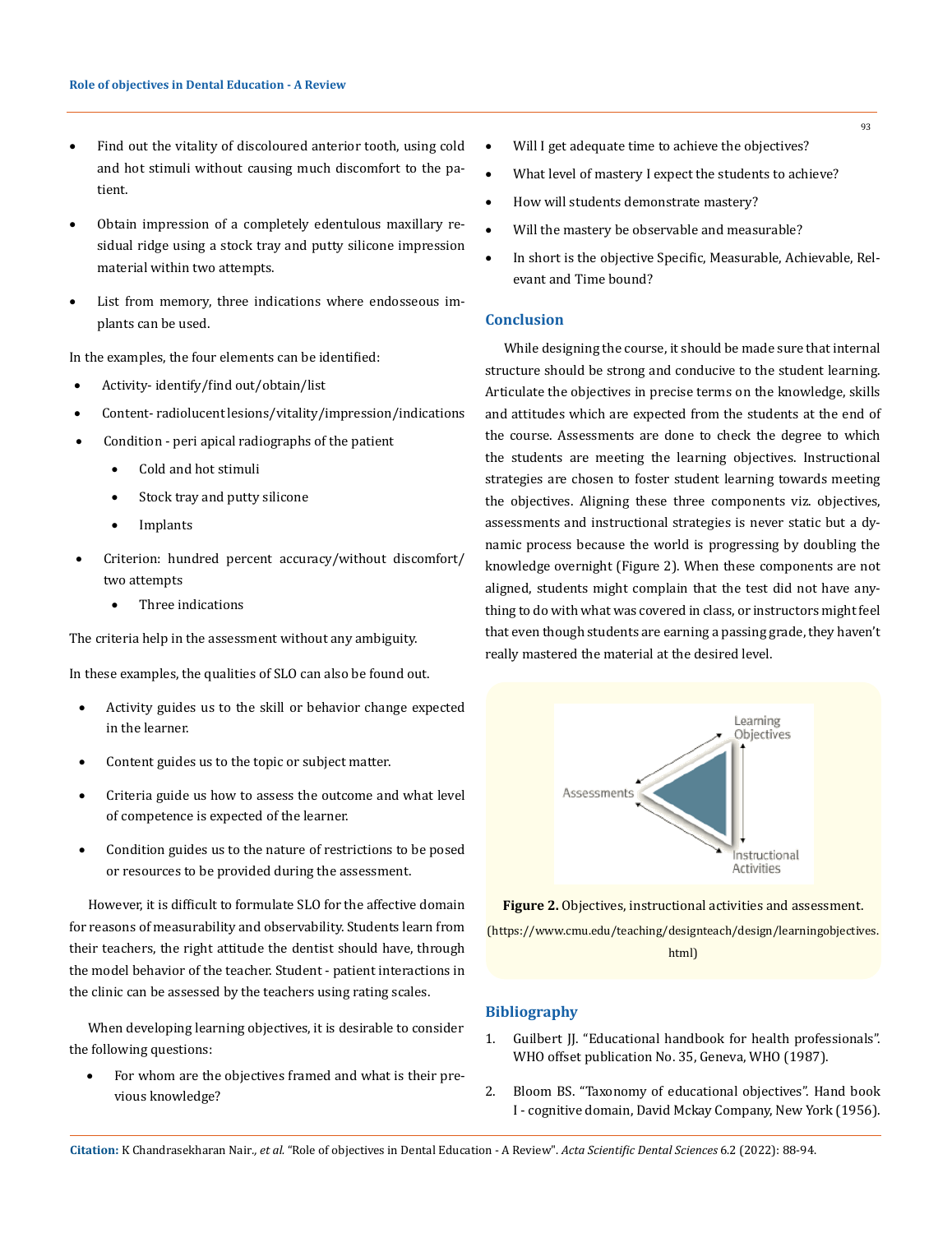- Find out the vitality of discoloured anterior tooth, using cold and hot stimuli without causing much discomfort to the patient.
- Obtain impression of a completely edentulous maxillary residual ridge using a stock tray and putty silicone impression material within two attempts.
- List from memory, three indications where endosseous implants can be used.

In the examples, the four elements can be identified:

- Activity- identify/find out/obtain/list
- Content- radiolucent lesions/vitality/impression/indications
- Condition - peri apical radiographs of the patient
    - Cold and hot stimuli
    - Stock tray and putty silicone
    - Implants
- Criterion: hundred percent accuracy/without discomfort/two attempts
    - Three indications

The criteria help in the assessment without any ambiguity.

In these examples, the qualities of SLO can also be found out.

- Activity guides us to the skill or behavior change expected in the learner.
- Content guides us to the topic or subject matter.
- Criteria guide us how to assess the outcome and what level of competence is expected of the learner.
- Condition guides us to the nature of restrictions to be posed or resources to be provided during the assessment.

However, it is difficult to formulate SLO for the affective domain for reasons of measurability and observability. Students learn from their teachers, the right attitude the dentist should have, through the model behavior of the teacher. Student - patient interactions in the clinic can be assessed by the teachers using rating scales.

When developing learning objectives, it is desirable to consider the following questions:

- For whom are the objectives framed and what is their previous knowledge?
- Will I get adequate time to achieve the objectives?
- What level of mastery I expect the students to achieve?
- How will students demonstrate mastery?
- Will the mastery be observable and measurable?
- In short is the objective Specific, Measurable, Achievable, Relevant and Time bound?

## Conclusion

While designing the course, it should be made sure that internal structure should be strong and conducive to the student learning. Articulate the objectives in precise terms on the knowledge, skills and attitudes which are expected from the students at the end of the course. Assessments are done to check the degree to which the students are meeting the learning objectives. Instructional strategies are chosen to foster student learning towards meeting the objectives. Aligning these three components viz. objectives, assessments and instructional strategies is never static but a dynamic process because the world is progressing by doubling the knowledge overnight (Figure 2). When these components are not aligned, students might complain that the test did not have anything to do with what was covered in class, or instructors might feel that even though students are earning a passing grade, they haven't really mastered the material at the desired level.

**Figure 2.** Objectives, instructional activities and assessment. (https://www.cmu.edu/teaching/designteach/design/learningobjectives.html)

## Bibliography

1. Guilbert JJ. "Educational handbook for health professionals". WHO offset publication No. 35, Geneva, WHO (1987).
2. Bloom BS. "Taxonomy of educational objectives". Hand book I - cognitive domain, David Mckay Company, New York (1956).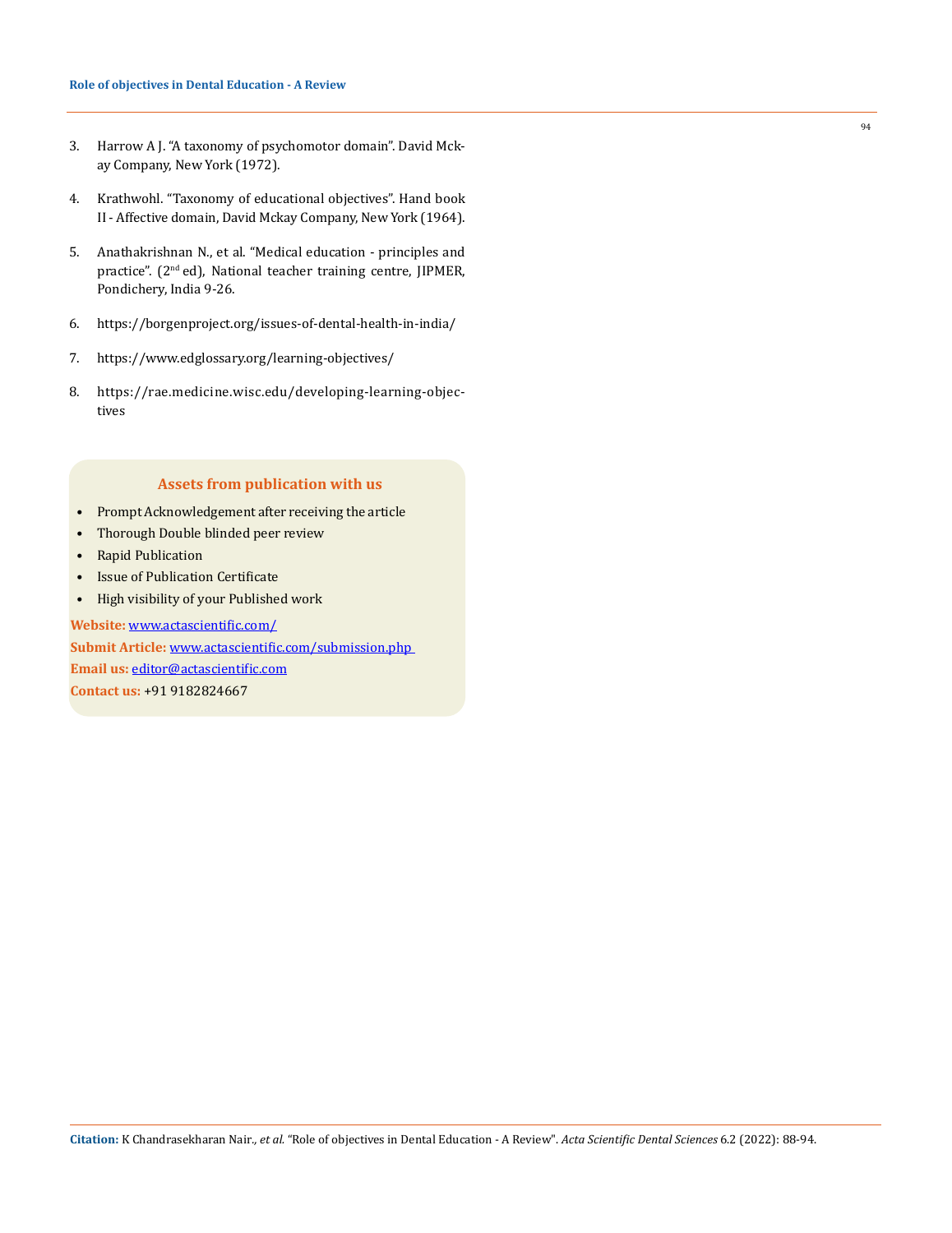3. Harrow A J. "A taxonomy of psychomotor domain". David Mckay Company, New York (1972).

4. Krathwohl. "Taxonomy of educational objectives". Hand book II - Affective domain, David Mckay Company, New York (1964).

5. Anathakrishnan N., et al. "Medical education - principles and practice". (2nd ed), National teacher training centre, JIPMER, Pondichery, India 9-26.

6. https://borgenproject.org/issues-of-dental-health-in-india/

7. https://www.edglossary.org/learning-objectives/

8. https://rae.medicine.wisc.edu/developing-learning-objectives

**Assets from publication with us**

- Prompt Acknowledgement after receiving the article
- Thorough Double blinded peer review
- Rapid Publication
- Issue of Publication Certificate
- High visibility of your Published work

**Website:** www.actascientific.com/

**Submit Article:** www.actascientific.com/submission.php

**Email us:** editor@actascientific.com

**Contact us:** +91 9182824667